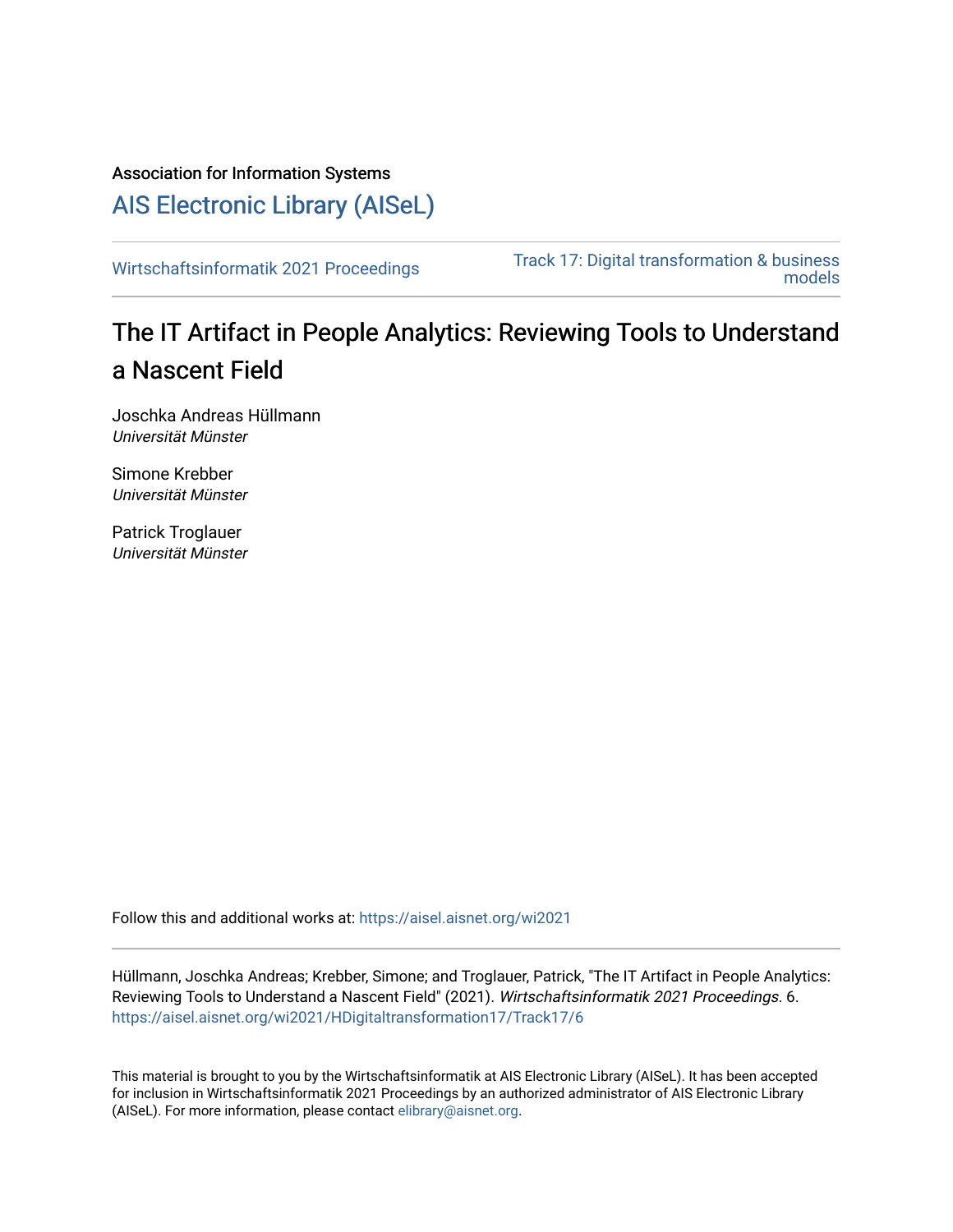Association for Information Systems

# AIS Electronic Library (AISeL)

Wirtschaftsinformatik 2021 Proceedings

Track 17: Digital transformation & business models

## The IT Artifact in People Analytics: Reviewing Tools to Understand a Nascent Field

Joschka Andreas Hüllmann
*Universität Münster*

Simone Krebber
*Universität Münster*

Patrick Troglauer
*Universität Münster*

Follow this and additional works at: https://aisel.aisnet.org/wi2021

Hüllmann, Joschka Andreas; Krebber, Simone; and Troglauer, Patrick, "The IT Artifact in People Analytics: Reviewing Tools to Understand a Nascent Field" (2021). *Wirtschaftsinformatik 2021 Proceedings*. 6.
https://aisel.aisnet.org/wi2021/HDigitaltransformation17/Track17/6

This material is brought to you by the Wirtschaftsinformatik at AIS Electronic Library (AISeL). It has been accepted for inclusion in Wirtschaftsinformatik 2021 Proceedings by an authorized administrator of AIS Electronic Library (AISeL). For more information, please contact elibrary@aisnet.org.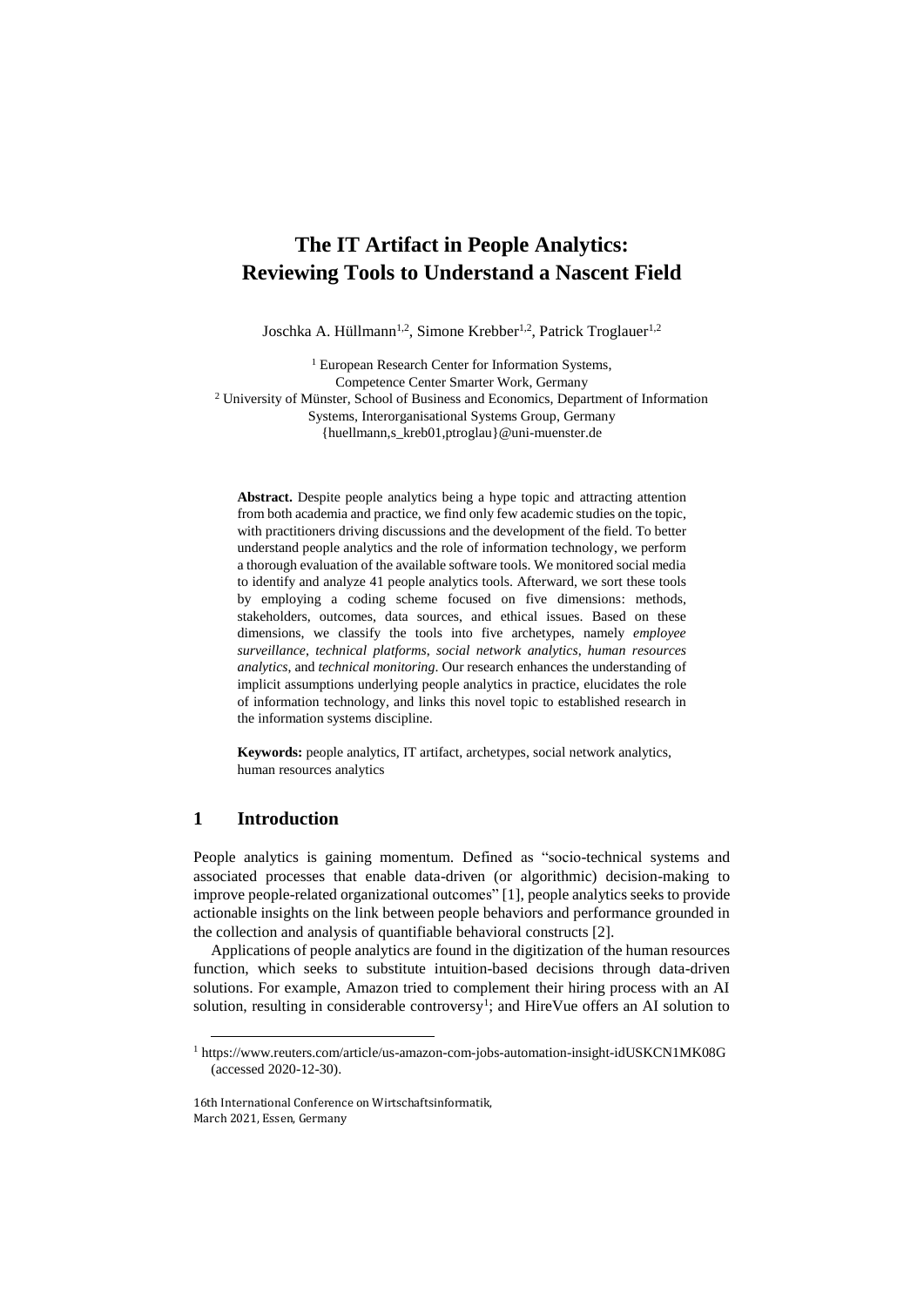# The IT Artifact in People Analytics: Reviewing Tools to Understand a Nascent Field

Joschka A. Hüllmann[1,2], Simone Krebber[1,2], Patrick Troglauer[1,2]

[1] European Research Center for Information Systems, Competence Center Smarter Work, Germany
[2] University of Münster, School of Business and Economics, Department of Information Systems, Interorganisational Systems Group, Germany
{huellmann,s_kreb01,ptroglau}@uni-muenster.de

**Abstract.** Despite people analytics being a hype topic and attracting attention from both academia and practice, we find only few academic studies on the topic, with practitioners driving discussions and the development of the field. To better understand people analytics and the role of information technology, we perform a thorough evaluation of the available software tools. We monitored social media to identify and analyze 41 people analytics tools. Afterward, we sort these tools by employing a coding scheme focused on five dimensions: methods, stakeholders, outcomes, data sources, and ethical issues. Based on these dimensions, we classify the tools into five archetypes, namely *employee surveillance*, *technical platforms*, *social network analytics*, *human resources analytics*, and *technical monitoring*. Our research enhances the understanding of implicit assumptions underlying people analytics in practice, elucidates the role of information technology, and links this novel topic to established research in the information systems discipline.

**Keywords:** people analytics, IT artifact, archetypes, social network analytics, human resources analytics

## 1 Introduction

People analytics is gaining momentum. Defined as "socio-technical systems and associated processes that enable data-driven (or algorithmic) decision-making to improve people-related organizational outcomes" [1], people analytics seeks to provide actionable insights on the link between people behaviors and performance grounded in the collection and analysis of quantifiable behavioral constructs [2].

Applications of people analytics are found in the digitization of the human resources function, which seeks to substitute intuition-based decisions through data-driven solutions. For example, Amazon tried to complement their hiring process with an AI solution, resulting in considerable controversy[1]; and HireVue offers an AI solution to

[1] https://www.reuters.com/article/us-amazon-com-jobs-automation-insight-idUSKCN1MK08G (accessed 2020-12-30).

16th International Conference on Wirtschaftsinformatik, March 2021, Essen, Germany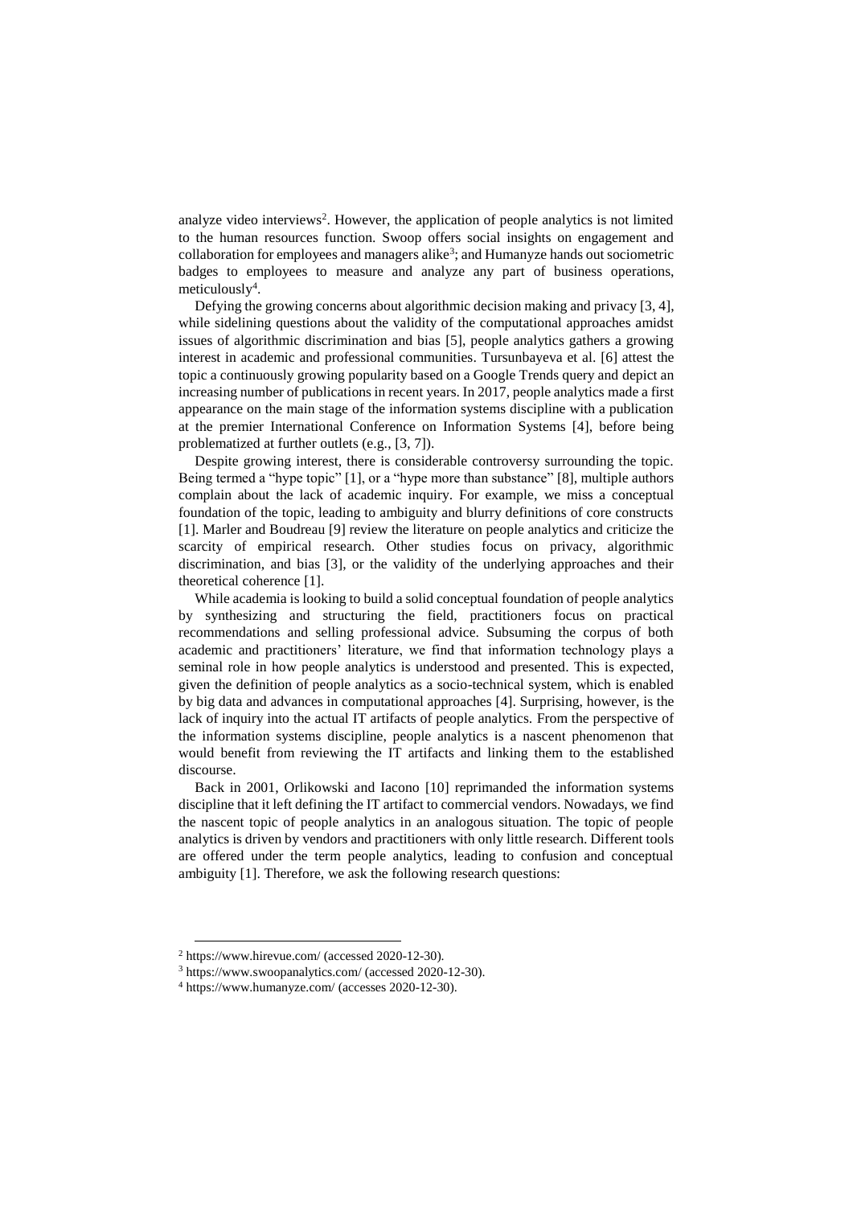analyze video interviews[2]. However, the application of people analytics is not limited to the human resources function. Swoop offers social insights on engagement and collaboration for employees and managers alike[3]; and Humanyze hands out sociometric badges to employees to measure and analyze any part of business operations, meticulously[4].

Defying the growing concerns about algorithmic decision making and privacy [3, 4], while sidelining questions about the validity of the computational approaches amidst issues of algorithmic discrimination and bias [5], people analytics gathers a growing interest in academic and professional communities. Tursunbayeva et al. [6] attest the topic a continuously growing popularity based on a Google Trends query and depict an increasing number of publications in recent years. In 2017, people analytics made a first appearance on the main stage of the information systems discipline with a publication at the premier International Conference on Information Systems [4], before being problematized at further outlets (e.g., [3, 7]).

Despite growing interest, there is considerable controversy surrounding the topic. Being termed a "hype topic" [1], or a "hype more than substance" [8], multiple authors complain about the lack of academic inquiry. For example, we miss a conceptual foundation of the topic, leading to ambiguity and blurry definitions of core constructs [1]. Marler and Boudreau [9] review the literature on people analytics and criticize the scarcity of empirical research. Other studies focus on privacy, algorithmic discrimination, and bias [3], or the validity of the underlying approaches and their theoretical coherence [1].

While academia is looking to build a solid conceptual foundation of people analytics by synthesizing and structuring the field, practitioners focus on practical recommendations and selling professional advice. Subsuming the corpus of both academic and practitioners' literature, we find that information technology plays a seminal role in how people analytics is understood and presented. This is expected, given the definition of people analytics as a socio-technical system, which is enabled by big data and advances in computational approaches [4]. Surprising, however, is the lack of inquiry into the actual IT artifacts of people analytics. From the perspective of the information systems discipline, people analytics is a nascent phenomenon that would benefit from reviewing the IT artifacts and linking them to the established discourse.

Back in 2001, Orlikowski and Iacono [10] reprimanded the information systems discipline that it left defining the IT artifact to commercial vendors. Nowadays, we find the nascent topic of people analytics in an analogous situation. The topic of people analytics is driven by vendors and practitioners with only little research. Different tools are offered under the term people analytics, leading to confusion and conceptual ambiguity [1]. Therefore, we ask the following research questions:

---

[2] https://www.hirevue.com/ (accessed 2020-12-30).

[3] https://www.swoopanalytics.com/ (accessed 2020-12-30).

[4] https://www.humanyze.com/ (accesses 2020-12-30).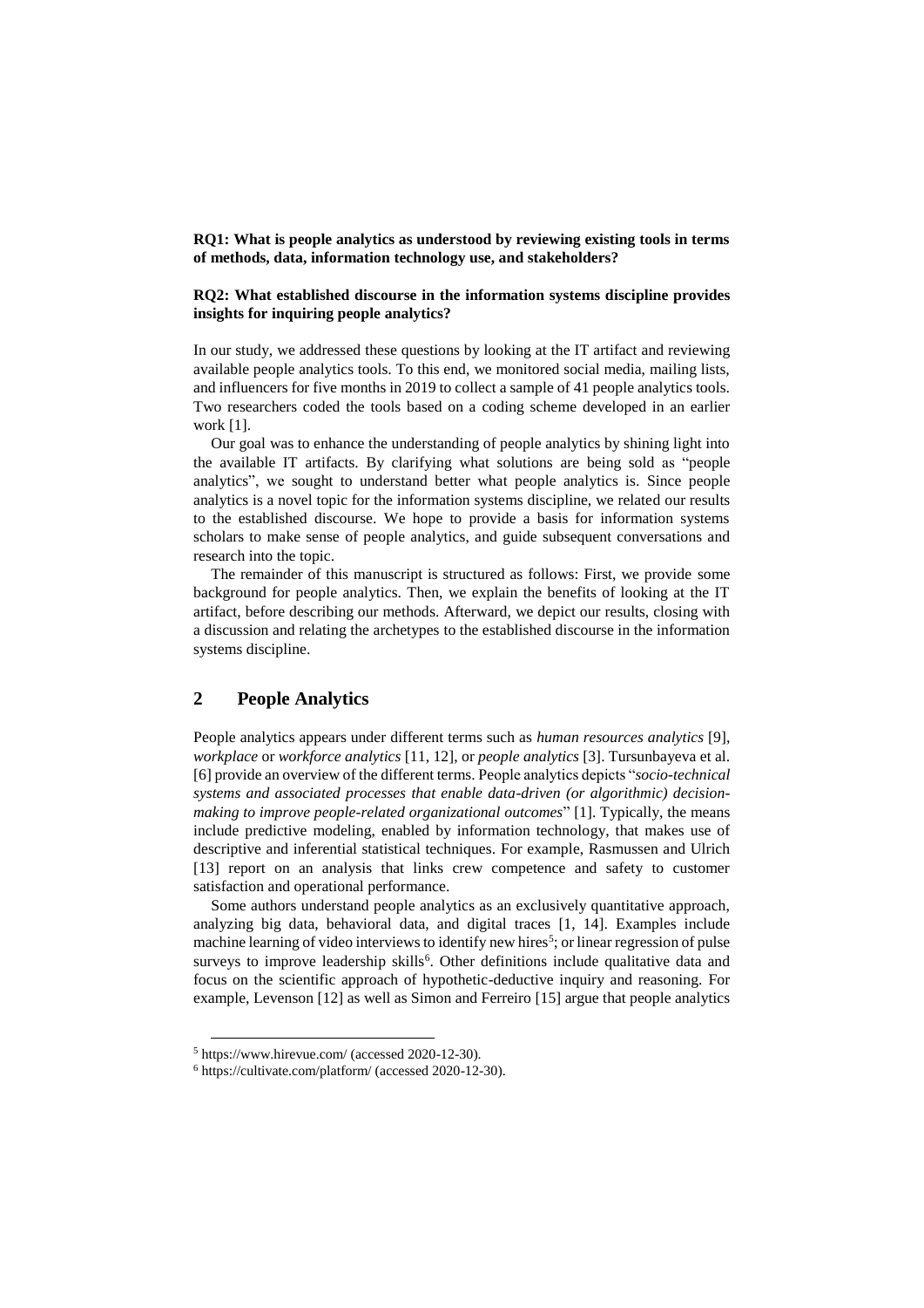**RQ1: What is people analytics as understood by reviewing existing tools in terms of methods, data, information technology use, and stakeholders?**

**RQ2: What established discourse in the information systems discipline provides insights for inquiring people analytics?**

In our study, we addressed these questions by looking at the IT artifact and reviewing available people analytics tools. To this end, we monitored social media, mailing lists, and influencers for five months in 2019 to collect a sample of 41 people analytics tools. Two researchers coded the tools based on a coding scheme developed in an earlier work [1].

Our goal was to enhance the understanding of people analytics by shining light into the available IT artifacts. By clarifying what solutions are being sold as "people analytics", we sought to understand better what people analytics is. Since people analytics is a novel topic for the information systems discipline, we related our results to the established discourse. We hope to provide a basis for information systems scholars to make sense of people analytics, and guide subsequent conversations and research into the topic.

The remainder of this manuscript is structured as follows: First, we provide some background for people analytics. Then, we explain the benefits of looking at the IT artifact, before describing our methods. Afterward, we depict our results, closing with a discussion and relating the archetypes to the established discourse in the information systems discipline.

## 2 People Analytics

People analytics appears under different terms such as *human resources analytics* [9], *workplace* or *workforce analytics* [11, 12], or *people analytics* [3]. Tursunbayeva et al. [6] provide an overview of the different terms. People analytics depicts "*socio-technical systems and associated processes that enable data-driven (or algorithmic) decision-making to improve people-related organizational outcomes*" [1]. Typically, the means include predictive modeling, enabled by information technology, that makes use of descriptive and inferential statistical techniques. For example, Rasmussen and Ulrich [13] report on an analysis that links crew competence and safety to customer satisfaction and operational performance.

Some authors understand people analytics as an exclusively quantitative approach, analyzing big data, behavioral data, and digital traces [1, 14]. Examples include machine learning of video interviews to identify new hires[5]; or linear regression of pulse surveys to improve leadership skills[6]. Other definitions include qualitative data and focus on the scientific approach of hypothetic-deductive inquiry and reasoning. For example, Levenson [12] as well as Simon and Ferreiro [15] argue that people analytics

[5] https://www.hirevue.com/ (accessed 2020-12-30).

[6] https://cultivate.com/platform/ (accessed 2020-12-30).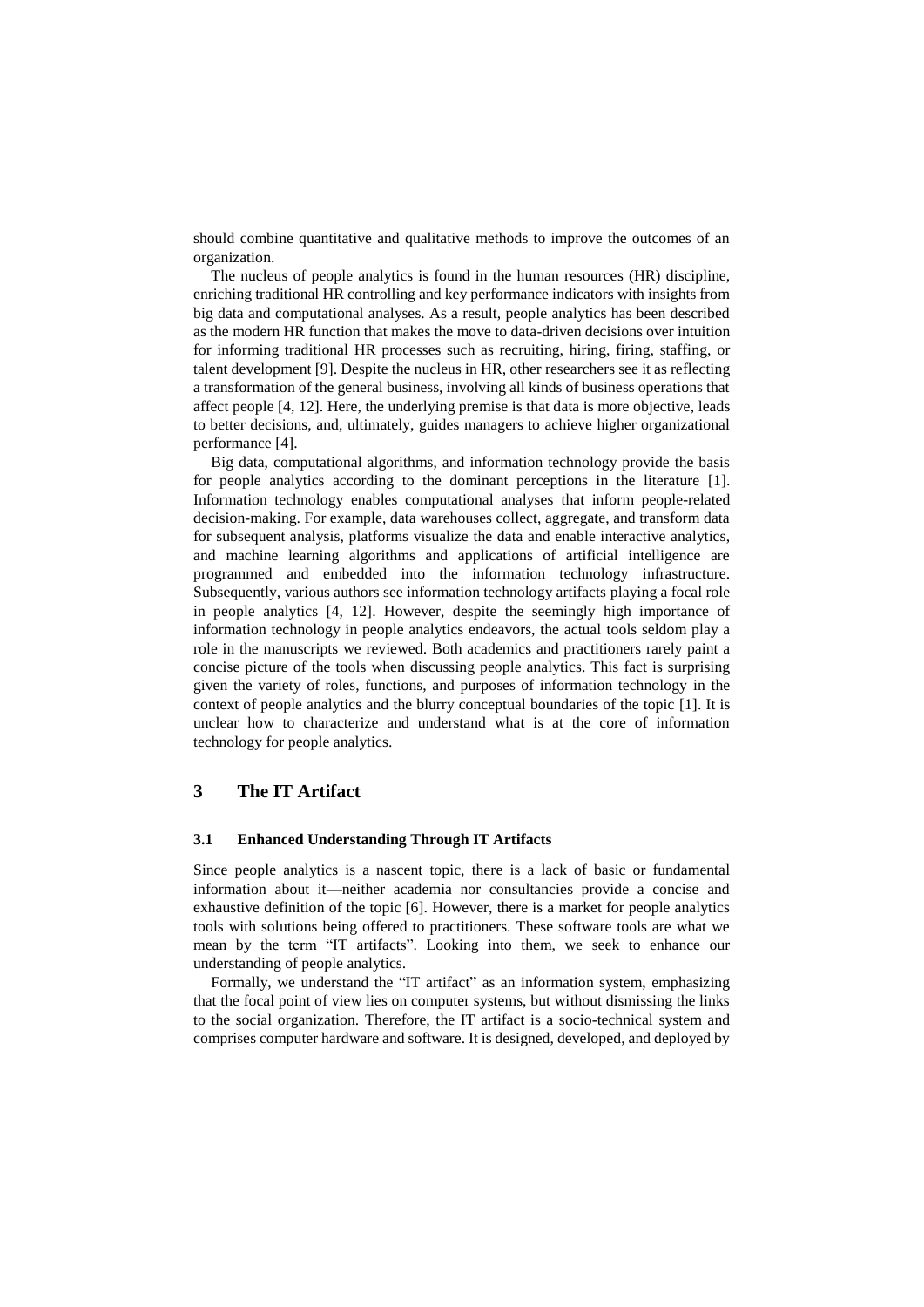should combine quantitative and qualitative methods to improve the outcomes of an organization.

The nucleus of people analytics is found in the human resources (HR) discipline, enriching traditional HR controlling and key performance indicators with insights from big data and computational analyses. As a result, people analytics has been described as the modern HR function that makes the move to data-driven decisions over intuition for informing traditional HR processes such as recruiting, hiring, firing, staffing, or talent development [9]. Despite the nucleus in HR, other researchers see it as reflecting a transformation of the general business, involving all kinds of business operations that affect people [4, 12]. Here, the underlying premise is that data is more objective, leads to better decisions, and, ultimately, guides managers to achieve higher organizational performance [4].

Big data, computational algorithms, and information technology provide the basis for people analytics according to the dominant perceptions in the literature [1]. Information technology enables computational analyses that inform people-related decision-making. For example, data warehouses collect, aggregate, and transform data for subsequent analysis, platforms visualize the data and enable interactive analytics, and machine learning algorithms and applications of artificial intelligence are programmed and embedded into the information technology infrastructure. Subsequently, various authors see information technology artifacts playing a focal role in people analytics [4, 12]. However, despite the seemingly high importance of information technology in people analytics endeavors, the actual tools seldom play a role in the manuscripts we reviewed. Both academics and practitioners rarely paint a concise picture of the tools when discussing people analytics. This fact is surprising given the variety of roles, functions, and purposes of information technology in the context of people analytics and the blurry conceptual boundaries of the topic [1]. It is unclear how to characterize and understand what is at the core of information technology for people analytics.

## 3 The IT Artifact

### 3.1 Enhanced Understanding Through IT Artifacts

Since people analytics is a nascent topic, there is a lack of basic or fundamental information about it—neither academia nor consultancies provide a concise and exhaustive definition of the topic [6]. However, there is a market for people analytics tools with solutions being offered to practitioners. These software tools are what we mean by the term "IT artifacts". Looking into them, we seek to enhance our understanding of people analytics.

Formally, we understand the "IT artifact" as an information system, emphasizing that the focal point of view lies on computer systems, but without dismissing the links to the social organization. Therefore, the IT artifact is a socio-technical system and comprises computer hardware and software. It is designed, developed, and deployed by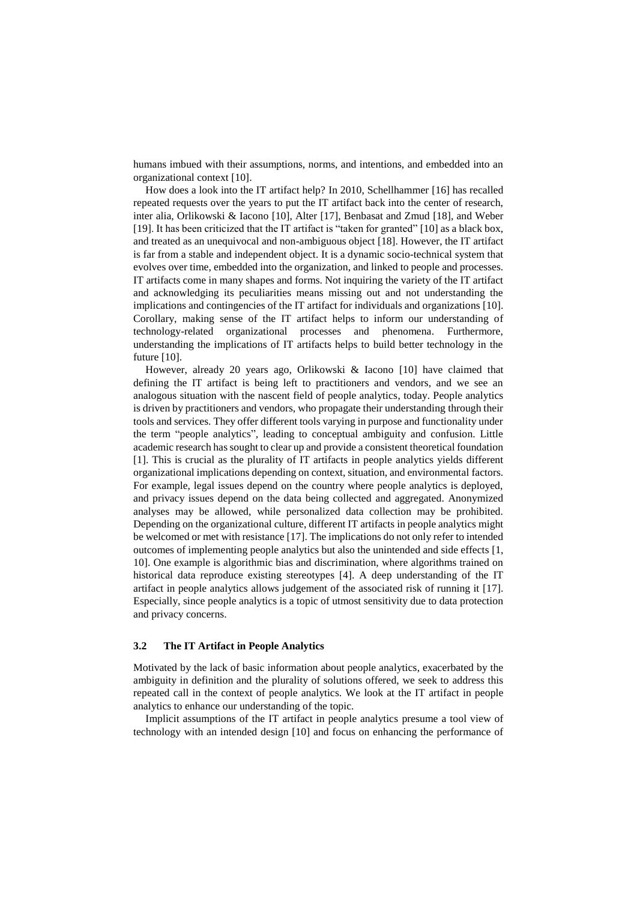humans imbued with their assumptions, norms, and intentions, and embedded into an organizational context [10].

How does a look into the IT artifact help? In 2010, Schellhammer [16] has recalled repeated requests over the years to put the IT artifact back into the center of research, inter alia, Orlikowski & Iacono [10], Alter [17], Benbasat and Zmud [18], and Weber [19]. It has been criticized that the IT artifact is "taken for granted" [10] as a black box, and treated as an unequivocal and non-ambiguous object [18]. However, the IT artifact is far from a stable and independent object. It is a dynamic socio-technical system that evolves over time, embedded into the organization, and linked to people and processes. IT artifacts come in many shapes and forms. Not inquiring the variety of the IT artifact and acknowledging its peculiarities means missing out and not understanding the implications and contingencies of the IT artifact for individuals and organizations [10]. Corollary, making sense of the IT artifact helps to inform our understanding of technology-related organizational processes and phenomena. Furthermore, understanding the implications of IT artifacts helps to build better technology in the future [10].

However, already 20 years ago, Orlikowski & Iacono [10] have claimed that defining the IT artifact is being left to practitioners and vendors, and we see an analogous situation with the nascent field of people analytics, today. People analytics is driven by practitioners and vendors, who propagate their understanding through their tools and services. They offer different tools varying in purpose and functionality under the term "people analytics", leading to conceptual ambiguity and confusion. Little academic research has sought to clear up and provide a consistent theoretical foundation [1]. This is crucial as the plurality of IT artifacts in people analytics yields different organizational implications depending on context, situation, and environmental factors. For example, legal issues depend on the country where people analytics is deployed, and privacy issues depend on the data being collected and aggregated. Anonymized analyses may be allowed, while personalized data collection may be prohibited. Depending on the organizational culture, different IT artifacts in people analytics might be welcomed or met with resistance [17]. The implications do not only refer to intended outcomes of implementing people analytics but also the unintended and side effects [1, 10]. One example is algorithmic bias and discrimination, where algorithms trained on historical data reproduce existing stereotypes [4]. A deep understanding of the IT artifact in people analytics allows judgement of the associated risk of running it [17]. Especially, since people analytics is a topic of utmost sensitivity due to data protection and privacy concerns.

### 3.2 The IT Artifact in People Analytics

Motivated by the lack of basic information about people analytics, exacerbated by the ambiguity in definition and the plurality of solutions offered, we seek to address this repeated call in the context of people analytics. We look at the IT artifact in people analytics to enhance our understanding of the topic.

Implicit assumptions of the IT artifact in people analytics presume a tool view of technology with an intended design [10] and focus on enhancing the performance of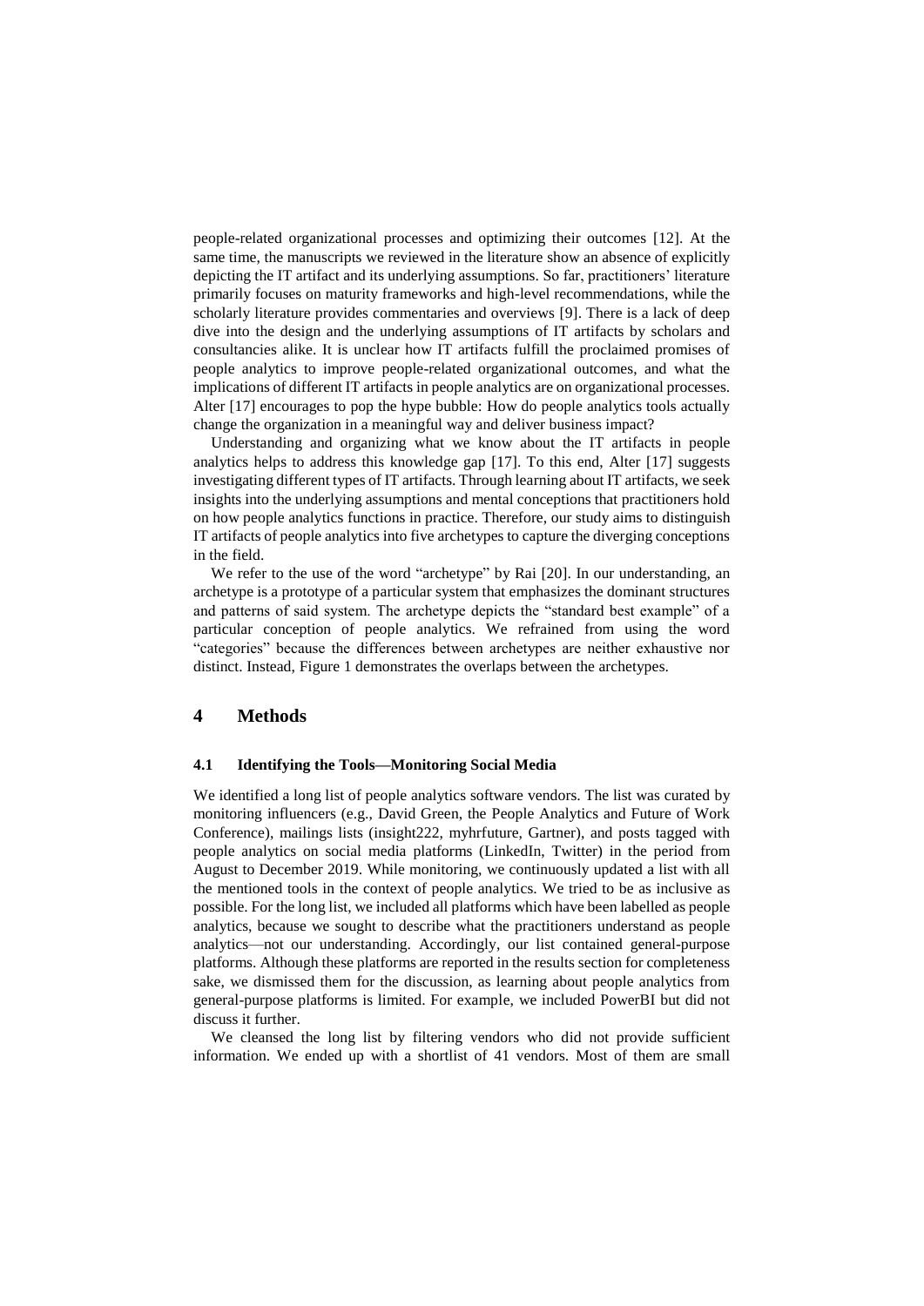people-related organizational processes and optimizing their outcomes [12]. At the same time, the manuscripts we reviewed in the literature show an absence of explicitly depicting the IT artifact and its underlying assumptions. So far, practitioners' literature primarily focuses on maturity frameworks and high-level recommendations, while the scholarly literature provides commentaries and overviews [9]. There is a lack of deep dive into the design and the underlying assumptions of IT artifacts by scholars and consultancies alike. It is unclear how IT artifacts fulfill the proclaimed promises of people analytics to improve people-related organizational outcomes, and what the implications of different IT artifacts in people analytics are on organizational processes. Alter [17] encourages to pop the hype bubble: How do people analytics tools actually change the organization in a meaningful way and deliver business impact?

Understanding and organizing what we know about the IT artifacts in people analytics helps to address this knowledge gap [17]. To this end, Alter [17] suggests investigating different types of IT artifacts. Through learning about IT artifacts, we seek insights into the underlying assumptions and mental conceptions that practitioners hold on how people analytics functions in practice. Therefore, our study aims to distinguish IT artifacts of people analytics into five archetypes to capture the diverging conceptions in the field.

We refer to the use of the word "archetype" by Rai [20]. In our understanding, an archetype is a prototype of a particular system that emphasizes the dominant structures and patterns of said system. The archetype depicts the "standard best example" of a particular conception of people analytics. We refrained from using the word "categories" because the differences between archetypes are neither exhaustive nor distinct. Instead, Figure 1 demonstrates the overlaps between the archetypes.

## 4 Methods

### 4.1 Identifying the Tools—Monitoring Social Media

We identified a long list of people analytics software vendors. The list was curated by monitoring influencers (e.g., David Green, the People Analytics and Future of Work Conference), mailings lists (insight222, myhrfuture, Gartner), and posts tagged with people analytics on social media platforms (LinkedIn, Twitter) in the period from August to December 2019. While monitoring, we continuously updated a list with all the mentioned tools in the context of people analytics. We tried to be as inclusive as possible. For the long list, we included all platforms which have been labelled as people analytics, because we sought to describe what the practitioners understand as people analytics—not our understanding. Accordingly, our list contained general-purpose platforms. Although these platforms are reported in the results section for completeness sake, we dismissed them for the discussion, as learning about people analytics from general-purpose platforms is limited. For example, we included PowerBI but did not discuss it further.

We cleansed the long list by filtering vendors who did not provide sufficient information. We ended up with a shortlist of 41 vendors. Most of them are small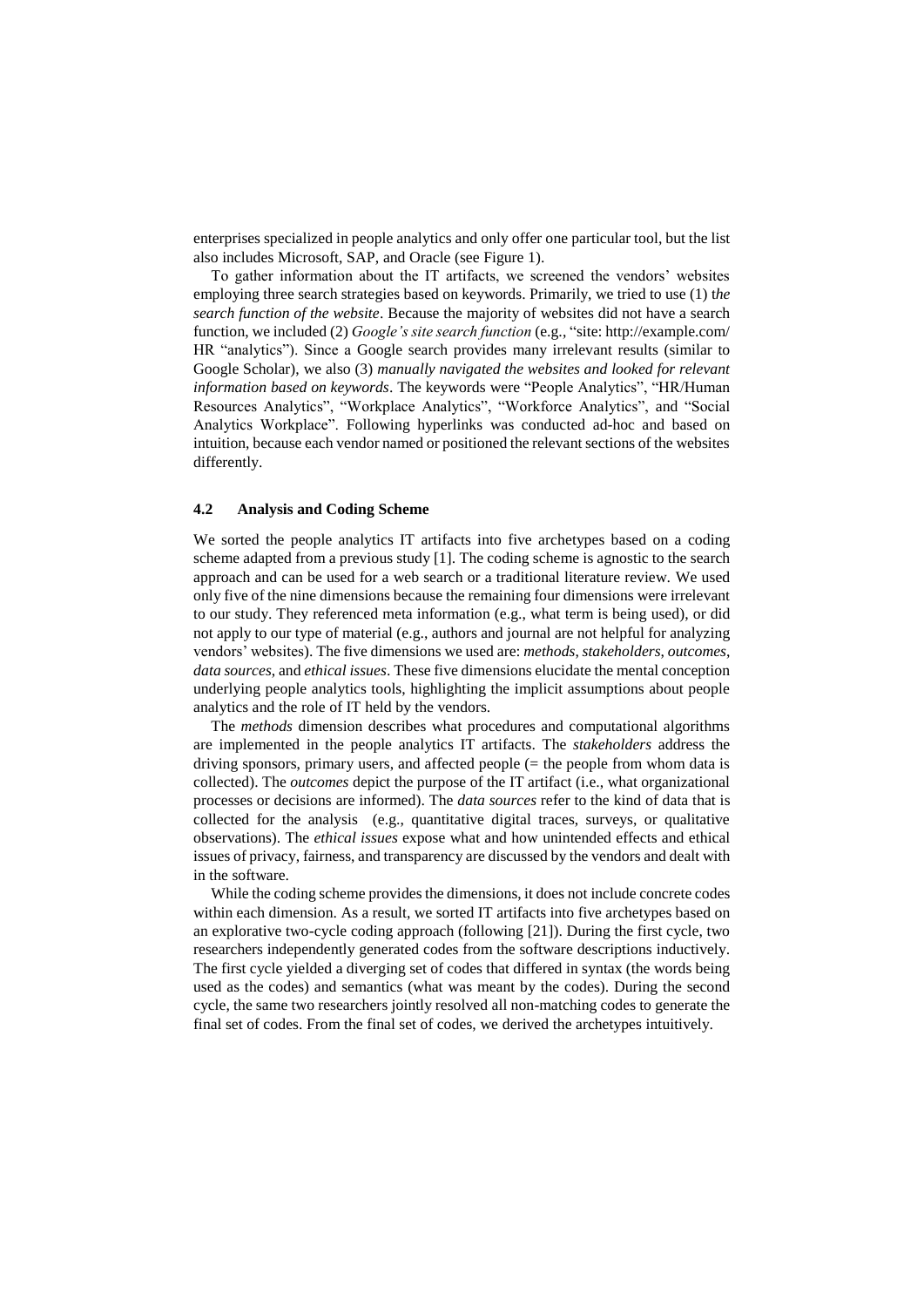enterprises specialized in people analytics and only offer one particular tool, but the list also includes Microsoft, SAP, and Oracle (see Figure 1).

To gather information about the IT artifacts, we screened the vendors' websites employing three search strategies based on keywords. Primarily, we tried to use (1) t*he search function of the website*. Because the majority of websites did not have a search function, we included (2) *Google's site search function* (e.g., "site: http://example.com/ HR "analytics"). Since a Google search provides many irrelevant results (similar to Google Scholar), we also (3) *manually navigated the websites and looked for relevant information based on keywords*. The keywords were "People Analytics", "HR/Human Resources Analytics", "Workplace Analytics", "Workforce Analytics", and "Social Analytics Workplace". Following hyperlinks was conducted ad-hoc and based on intuition, because each vendor named or positioned the relevant sections of the websites differently.

### 4.2 Analysis and Coding Scheme

We sorted the people analytics IT artifacts into five archetypes based on a coding scheme adapted from a previous study [1]. The coding scheme is agnostic to the search approach and can be used for a web search or a traditional literature review. We used only five of the nine dimensions because the remaining four dimensions were irrelevant to our study. They referenced meta information (e.g., what term is being used), or did not apply to our type of material (e.g., authors and journal are not helpful for analyzing vendors' websites). The five dimensions we used are: *methods*, *stakeholders*, *outcomes*, *data sources*, and *ethical issues*. These five dimensions elucidate the mental conception underlying people analytics tools, highlighting the implicit assumptions about people analytics and the role of IT held by the vendors.

The *methods* dimension describes what procedures and computational algorithms are implemented in the people analytics IT artifacts. The *stakeholders* address the driving sponsors, primary users, and affected people (= the people from whom data is collected). The *outcomes* depict the purpose of the IT artifact (i.e., what organizational processes or decisions are informed). The *data sources* refer to the kind of data that is collected for the analysis (e.g., quantitative digital traces, surveys, or qualitative observations). The *ethical issues* expose what and how unintended effects and ethical issues of privacy, fairness, and transparency are discussed by the vendors and dealt with in the software.

While the coding scheme provides the dimensions, it does not include concrete codes within each dimension. As a result, we sorted IT artifacts into five archetypes based on an explorative two-cycle coding approach (following [21]). During the first cycle, two researchers independently generated codes from the software descriptions inductively. The first cycle yielded a diverging set of codes that differed in syntax (the words being used as the codes) and semantics (what was meant by the codes). During the second cycle, the same two researchers jointly resolved all non-matching codes to generate the final set of codes. From the final set of codes, we derived the archetypes intuitively.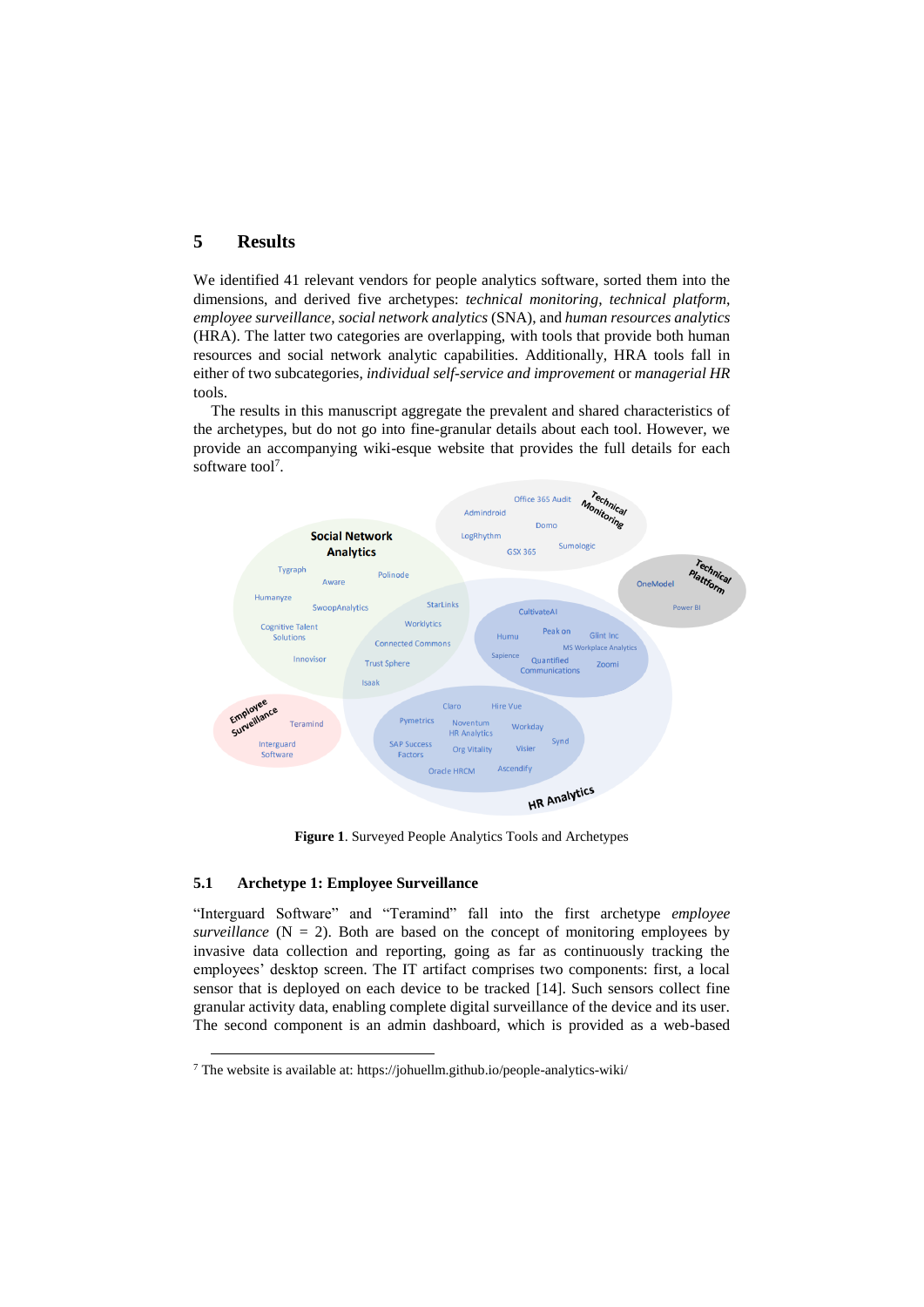## 5 Results

We identified 41 relevant vendors for people analytics software, sorted them into the dimensions, and derived five archetypes: *technical monitoring*, *technical platform*, *employee surveillance*, *social network analytics* (SNA), and *human resources analytics* (HRA). The latter two categories are overlapping, with tools that provide both human resources and social network analytic capabilities. Additionally, HRA tools fall in either of two subcategories, *individual self-service and improvement* or *managerial HR* tools.

The results in this manuscript aggregate the prevalent and shared characteristics of the archetypes, but do not go into fine-granular details about each tool. However, we provide an accompanying wiki-esque website that provides the full details for each software tool[7].

**Figure 1**. Surveyed People Analytics Tools and Archetypes

### 5.1 Archetype 1: Employee Surveillance

"Interguard Software" and "Teramind" fall into the first archetype *employee surveillance* (N = 2). Both are based on the concept of monitoring employees by invasive data collection and reporting, going as far as continuously tracking the employees' desktop screen. The IT artifact comprises two components: first, a local sensor that is deployed on each device to be tracked [14]. Such sensors collect fine granular activity data, enabling complete digital surveillance of the device and its user. The second component is an admin dashboard, which is provided as a web-based

[7] The website is available at: https://johuellm.github.io/people-analytics-wiki/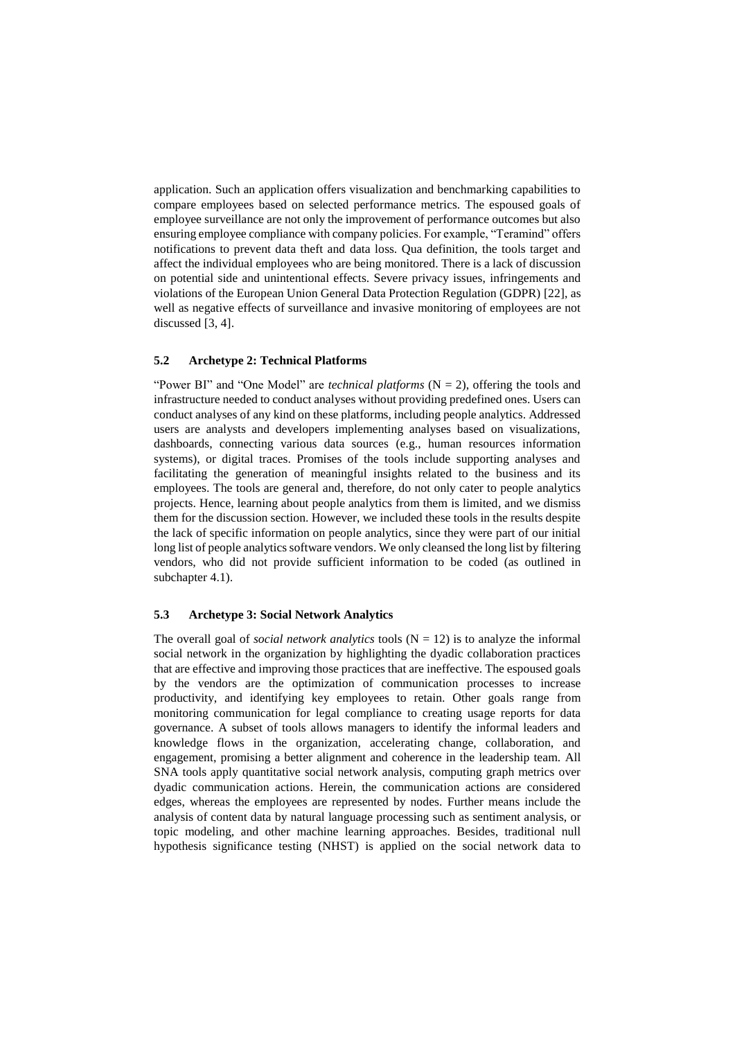application. Such an application offers visualization and benchmarking capabilities to compare employees based on selected performance metrics. The espoused goals of employee surveillance are not only the improvement of performance outcomes but also ensuring employee compliance with company policies. For example, "Teramind" offers notifications to prevent data theft and data loss. Qua definition, the tools target and affect the individual employees who are being monitored. There is a lack of discussion on potential side and unintentional effects. Severe privacy issues, infringements and violations of the European Union General Data Protection Regulation (GDPR) [22], as well as negative effects of surveillance and invasive monitoring of employees are not discussed [3, 4].

### 5.2 Archetype 2: Technical Platforms

"Power BI" and "One Model" are *technical platforms* (N = 2), offering the tools and infrastructure needed to conduct analyses without providing predefined ones. Users can conduct analyses of any kind on these platforms, including people analytics. Addressed users are analysts and developers implementing analyses based on visualizations, dashboards, connecting various data sources (e.g., human resources information systems), or digital traces. Promises of the tools include supporting analyses and facilitating the generation of meaningful insights related to the business and its employees. The tools are general and, therefore, do not only cater to people analytics projects. Hence, learning about people analytics from them is limited, and we dismiss them for the discussion section. However, we included these tools in the results despite the lack of specific information on people analytics, since they were part of our initial long list of people analytics software vendors. We only cleansed the long list by filtering vendors, who did not provide sufficient information to be coded (as outlined in subchapter 4.1).

### 5.3 Archetype 3: Social Network Analytics

The overall goal of *social network analytics* tools (N = 12) is to analyze the informal social network in the organization by highlighting the dyadic collaboration practices that are effective and improving those practices that are ineffective. The espoused goals by the vendors are the optimization of communication processes to increase productivity, and identifying key employees to retain. Other goals range from monitoring communication for legal compliance to creating usage reports for data governance. A subset of tools allows managers to identify the informal leaders and knowledge flows in the organization, accelerating change, collaboration, and engagement, promising a better alignment and coherence in the leadership team. All SNA tools apply quantitative social network analysis, computing graph metrics over dyadic communication actions. Herein, the communication actions are considered edges, whereas the employees are represented by nodes. Further means include the analysis of content data by natural language processing such as sentiment analysis, or topic modeling, and other machine learning approaches. Besides, traditional null hypothesis significance testing (NHST) is applied on the social network data to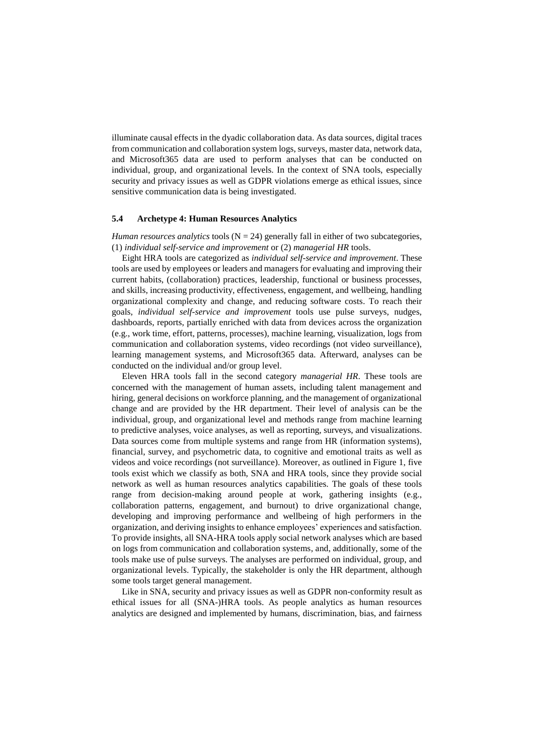illuminate causal effects in the dyadic collaboration data. As data sources, digital traces from communication and collaboration system logs, surveys, master data, network data, and Microsoft365 data are used to perform analyses that can be conducted on individual, group, and organizational levels. In the context of SNA tools, especially security and privacy issues as well as GDPR violations emerge as ethical issues, since sensitive communication data is being investigated.

### 5.4 Archetype 4: Human Resources Analytics

*Human resources analytics* tools (N = 24) generally fall in either of two subcategories, (1) *individual self-service and improvement* or (2) *managerial HR* tools.

Eight HRA tools are categorized as *individual self-service and improvement*. These tools are used by employees or leaders and managers for evaluating and improving their current habits, (collaboration) practices, leadership, functional or business processes, and skills, increasing productivity, effectiveness, engagement, and wellbeing, handling organizational complexity and change, and reducing software costs. To reach their goals, *individual self-service and improvement* tools use pulse surveys, nudges, dashboards, reports, partially enriched with data from devices across the organization (e.g., work time, effort, patterns, processes), machine learning, visualization, logs from communication and collaboration systems, video recordings (not video surveillance), learning management systems, and Microsoft365 data. Afterward, analyses can be conducted on the individual and/or group level.

Eleven HRA tools fall in the second category *managerial HR*. These tools are concerned with the management of human assets, including talent management and hiring, general decisions on workforce planning, and the management of organizational change and are provided by the HR department. Their level of analysis can be the individual, group, and organizational level and methods range from machine learning to predictive analyses, voice analyses, as well as reporting, surveys, and visualizations. Data sources come from multiple systems and range from HR (information systems), financial, survey, and psychometric data, to cognitive and emotional traits as well as videos and voice recordings (not surveillance). Moreover, as outlined in Figure 1, five tools exist which we classify as both, SNA and HRA tools, since they provide social network as well as human resources analytics capabilities. The goals of these tools range from decision-making around people at work, gathering insights (e.g., collaboration patterns, engagement, and burnout) to drive organizational change, developing and improving performance and wellbeing of high performers in the organization, and deriving insights to enhance employees' experiences and satisfaction. To provide insights, all SNA-HRA tools apply social network analyses which are based on logs from communication and collaboration systems, and, additionally, some of the tools make use of pulse surveys. The analyses are performed on individual, group, and organizational levels. Typically, the stakeholder is only the HR department, although some tools target general management.

Like in SNA, security and privacy issues as well as GDPR non-conformity result as ethical issues for all (SNA-)HRA tools. As people analytics as human resources analytics are designed and implemented by humans, discrimination, bias, and fairness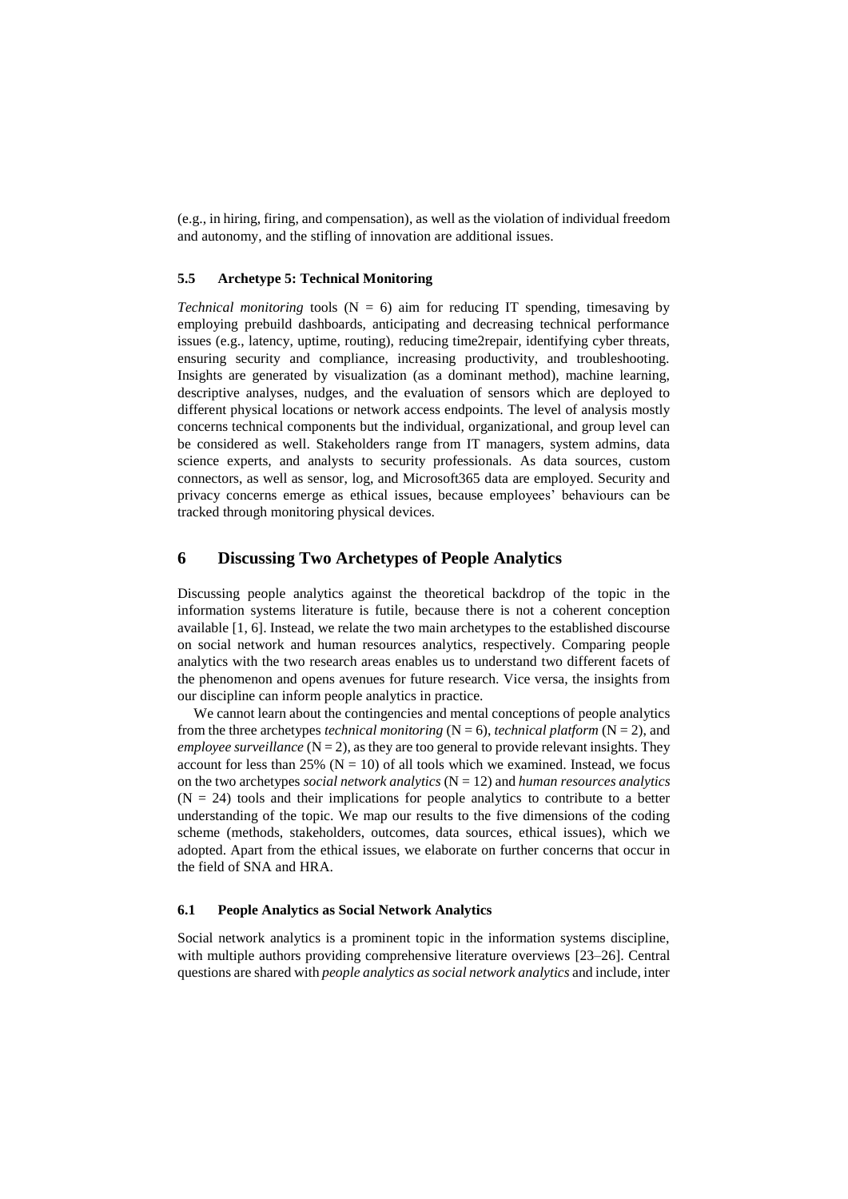(e.g., in hiring, firing, and compensation), as well as the violation of individual freedom and autonomy, and the stifling of innovation are additional issues.

### 5.5 Archetype 5: Technical Monitoring

*Technical monitoring* tools (N = 6) aim for reducing IT spending, timesaving by employing prebuild dashboards, anticipating and decreasing technical performance issues (e.g., latency, uptime, routing), reducing time2repair, identifying cyber threats, ensuring security and compliance, increasing productivity, and troubleshooting. Insights are generated by visualization (as a dominant method), machine learning, descriptive analyses, nudges, and the evaluation of sensors which are deployed to different physical locations or network access endpoints. The level of analysis mostly concerns technical components but the individual, organizational, and group level can be considered as well. Stakeholders range from IT managers, system admins, data science experts, and analysts to security professionals. As data sources, custom connectors, as well as sensor, log, and Microsoft365 data are employed. Security and privacy concerns emerge as ethical issues, because employees' behaviours can be tracked through monitoring physical devices.

## 6 Discussing Two Archetypes of People Analytics

Discussing people analytics against the theoretical backdrop of the topic in the information systems literature is futile, because there is not a coherent conception available [1, 6]. Instead, we relate the two main archetypes to the established discourse on social network and human resources analytics, respectively. Comparing people analytics with the two research areas enables us to understand two different facets of the phenomenon and opens avenues for future research. Vice versa, the insights from our discipline can inform people analytics in practice.

We cannot learn about the contingencies and mental conceptions of people analytics from the three archetypes *technical monitoring* (N = 6), *technical platform* (N = 2), and *employee surveillance* (N = 2), as they are too general to provide relevant insights. They account for less than 25% (N = 10) of all tools which we examined. Instead, we focus on the two archetypes *social network analytics* (N = 12) and *human resources analytics* (N = 24) tools and their implications for people analytics to contribute to a better understanding of the topic. We map our results to the five dimensions of the coding scheme (methods, stakeholders, outcomes, data sources, ethical issues), which we adopted. Apart from the ethical issues, we elaborate on further concerns that occur in the field of SNA and HRA.

### 6.1 People Analytics as Social Network Analytics

Social network analytics is a prominent topic in the information systems discipline, with multiple authors providing comprehensive literature overviews [23–26]. Central questions are shared with *people analytics as social network analytics* and include, inter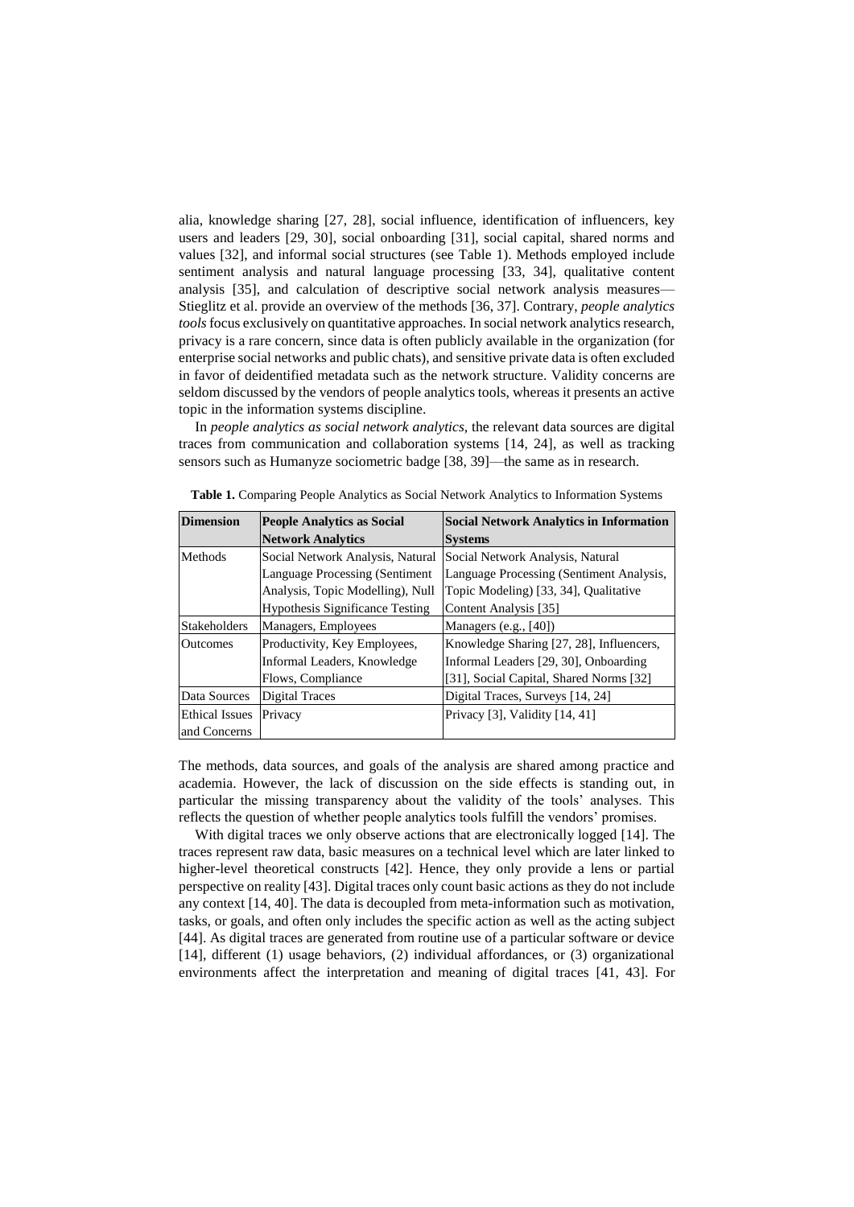alia, knowledge sharing [27, 28], social influence, identification of influencers, key users and leaders [29, 30], social onboarding [31], social capital, shared norms and values [32], and informal social structures (see Table 1). Methods employed include sentiment analysis and natural language processing [33, 34], qualitative content analysis [35], and calculation of descriptive social network analysis measures—Stieglitz et al. provide an overview of the methods [36, 37]. Contrary, *people analytics tools* focus exclusively on quantitative approaches. In social network analytics research, privacy is a rare concern, since data is often publicly available in the organization (for enterprise social networks and public chats), and sensitive private data is often excluded in favor of deidentified metadata such as the network structure. Validity concerns are seldom discussed by the vendors of people analytics tools, whereas it presents an active topic in the information systems discipline.

In *people analytics as social network analytics*, the relevant data sources are digital traces from communication and collaboration systems [14, 24], as well as tracking sensors such as Humanyze sociometric badge [38, 39]—the same as in research.

**Table 1.** Comparing People Analytics as Social Network Analytics to Information Systems

| Dimension | People Analytics as Social Network Analytics | Social Network Analytics in Information Systems |
|---|---|---|
| Methods | Social Network Analysis, Natural Language Processing (Sentiment Analysis, Topic Modelling), Null Hypothesis Significance Testing | Social Network Analysis, Natural Language Processing (Sentiment Analysis, Topic Modeling) [33, 34], Qualitative Content Analysis [35] |
| Stakeholders | Managers, Employees | Managers (e.g., [40]) |
| Outcomes | Productivity, Key Employees, Informal Leaders, Knowledge Flows, Compliance | Knowledge Sharing [27, 28], Influencers, Informal Leaders [29, 30], Onboarding [31], Social Capital, Shared Norms [32] |
| Data Sources | Digital Traces | Digital Traces, Surveys [14, 24] |
| Ethical Issues and Concerns | Privacy | Privacy [3], Validity [14, 41] |

The methods, data sources, and goals of the analysis are shared among practice and academia. However, the lack of discussion on the side effects is standing out, in particular the missing transparency about the validity of the tools' analyses. This reflects the question of whether people analytics tools fulfill the vendors' promises.

With digital traces we only observe actions that are electronically logged [14]. The traces represent raw data, basic measures on a technical level which are later linked to higher-level theoretical constructs [42]. Hence, they only provide a lens or partial perspective on reality [43]. Digital traces only count basic actions as they do not include any context [14, 40]. The data is decoupled from meta-information such as motivation, tasks, or goals, and often only includes the specific action as well as the acting subject [44]. As digital traces are generated from routine use of a particular software or device [14], different (1) usage behaviors, (2) individual affordances, or (3) organizational environments affect the interpretation and meaning of digital traces [41, 43]. For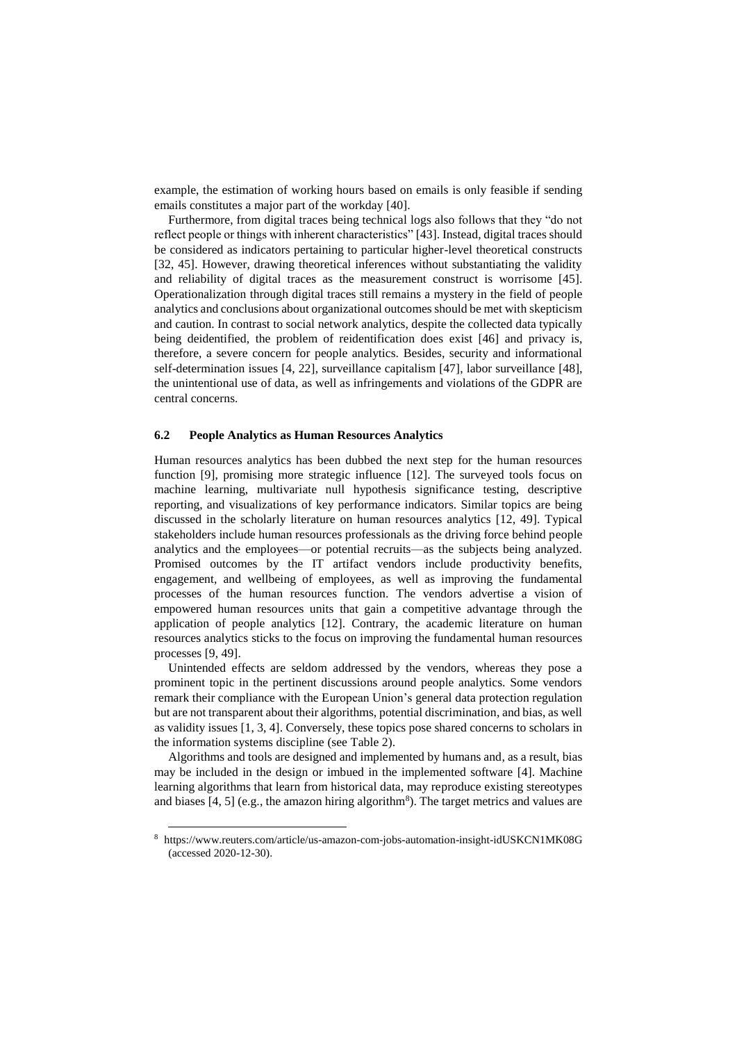example, the estimation of working hours based on emails is only feasible if sending emails constitutes a major part of the workday [40].

Furthermore, from digital traces being technical logs also follows that they "do not reflect people or things with inherent characteristics" [43]. Instead, digital traces should be considered as indicators pertaining to particular higher-level theoretical constructs [32, 45]. However, drawing theoretical inferences without substantiating the validity and reliability of digital traces as the measurement construct is worrisome [45]. Operationalization through digital traces still remains a mystery in the field of people analytics and conclusions about organizational outcomes should be met with skepticism and caution. In contrast to social network analytics, despite the collected data typically being deidentified, the problem of reidentification does exist [46] and privacy is, therefore, a severe concern for people analytics. Besides, security and informational self-determination issues [4, 22], surveillance capitalism [47], labor surveillance [48], the unintentional use of data, as well as infringements and violations of the GDPR are central concerns.

### 6.2 People Analytics as Human Resources Analytics

Human resources analytics has been dubbed the next step for the human resources function [9], promising more strategic influence [12]. The surveyed tools focus on machine learning, multivariate null hypothesis significance testing, descriptive reporting, and visualizations of key performance indicators. Similar topics are being discussed in the scholarly literature on human resources analytics [12, 49]. Typical stakeholders include human resources professionals as the driving force behind people analytics and the employees—or potential recruits—as the subjects being analyzed. Promised outcomes by the IT artifact vendors include productivity benefits, engagement, and wellbeing of employees, as well as improving the fundamental processes of the human resources function. The vendors advertise a vision of empowered human resources units that gain a competitive advantage through the application of people analytics [12]. Contrary, the academic literature on human resources analytics sticks to the focus on improving the fundamental human resources processes [9, 49].

Unintended effects are seldom addressed by the vendors, whereas they pose a prominent topic in the pertinent discussions around people analytics. Some vendors remark their compliance with the European Union's general data protection regulation but are not transparent about their algorithms, potential discrimination, and bias, as well as validity issues [1, 3, 4]. Conversely, these topics pose shared concerns to scholars in the information systems discipline (see Table 2).

Algorithms and tools are designed and implemented by humans and, as a result, bias may be included in the design or imbued in the implemented software [4]. Machine learning algorithms that learn from historical data, may reproduce existing stereotypes and biases [4, 5] (e.g., the amazon hiring algorithm[8]). The target metrics and values are

[8] https://www.reuters.com/article/us-amazon-com-jobs-automation-insight-idUSKCN1MK08G (accessed 2020-12-30).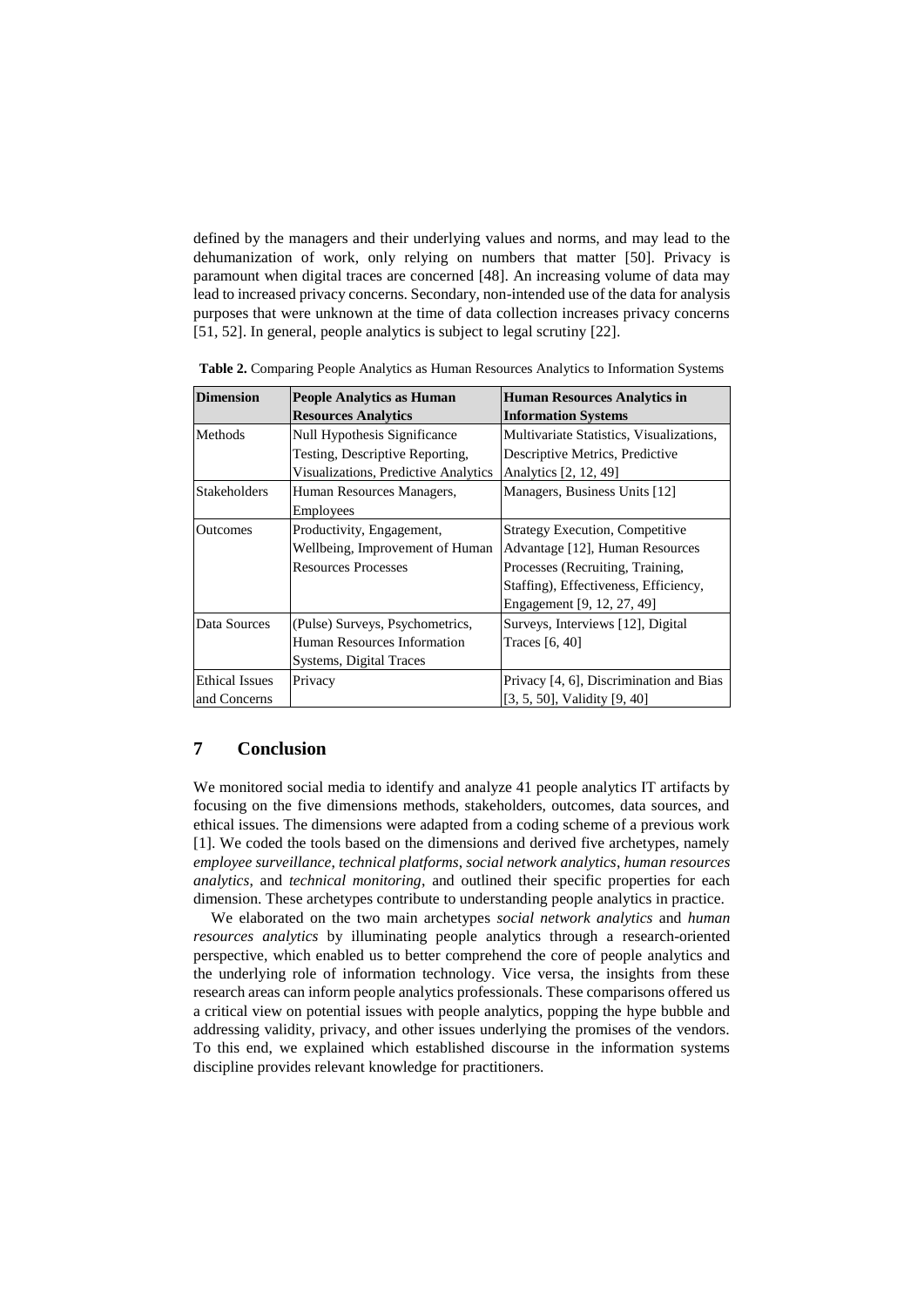defined by the managers and their underlying values and norms, and may lead to the dehumanization of work, only relying on numbers that matter [50]. Privacy is paramount when digital traces are concerned [48]. An increasing volume of data may lead to increased privacy concerns. Secondary, non-intended use of the data for analysis purposes that were unknown at the time of data collection increases privacy concerns [51, 52]. In general, people analytics is subject to legal scrutiny [22].

**Table 2.** Comparing People Analytics as Human Resources Analytics to Information Systems

| **Dimension** | **People Analytics as Human Resources Analytics** | **Human Resources Analytics in Information Systems** |
|---|---|---|
| Methods | Null Hypothesis Significance Testing, Descriptive Reporting, Visualizations, Predictive Analytics | Multivariate Statistics, Visualizations, Descriptive Metrics, Predictive Analytics [2, 12, 49] |
| Stakeholders | Human Resources Managers, Employees | Managers, Business Units [12] |
| Outcomes | Productivity, Engagement, Wellbeing, Improvement of Human Resources Processes | Strategy Execution, Competitive Advantage [12], Human Resources Processes (Recruiting, Training, Staffing), Effectiveness, Efficiency, Engagement [9, 12, 27, 49] |
| Data Sources | (Pulse) Surveys, Psychometrics, Human Resources Information Systems, Digital Traces | Surveys, Interviews [12], Digital Traces [6, 40] |
| Ethical Issues and Concerns | Privacy | Privacy [4, 6], Discrimination and Bias [3, 5, 50], Validity [9, 40] |

## 7 Conclusion

We monitored social media to identify and analyze 41 people analytics IT artifacts by focusing on the five dimensions methods, stakeholders, outcomes, data sources, and ethical issues. The dimensions were adapted from a coding scheme of a previous work [1]. We coded the tools based on the dimensions and derived five archetypes, namely *employee surveillance*, *technical platforms*, *social network analytics*, *human resources analytics*, and *technical monitoring*, and outlined their specific properties for each dimension. These archetypes contribute to understanding people analytics in practice.

We elaborated on the two main archetypes *social network analytics* and *human resources analytics* by illuminating people analytics through a research-oriented perspective, which enabled us to better comprehend the core of people analytics and the underlying role of information technology. Vice versa, the insights from these research areas can inform people analytics professionals. These comparisons offered us a critical view on potential issues with people analytics, popping the hype bubble and addressing validity, privacy, and other issues underlying the promises of the vendors. To this end, we explained which established discourse in the information systems discipline provides relevant knowledge for practitioners.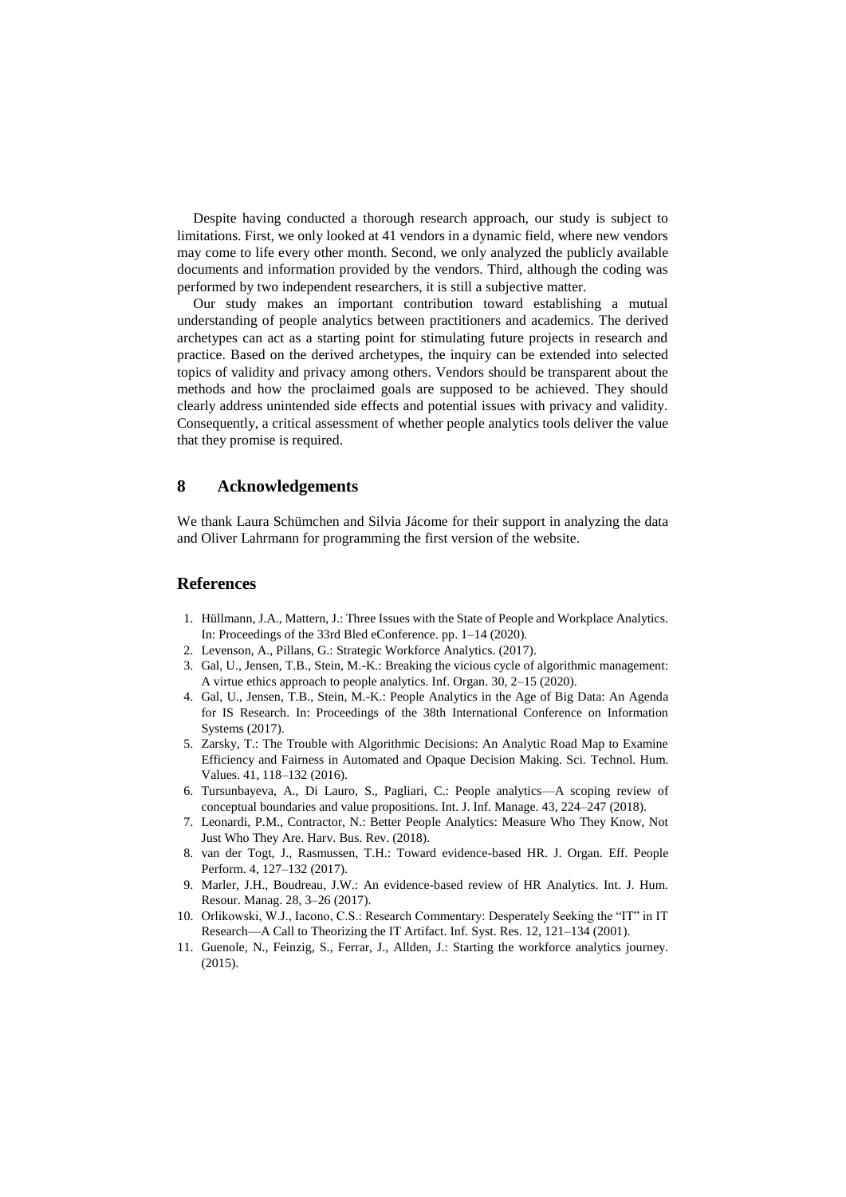Despite having conducted a thorough research approach, our study is subject to limitations. First, we only looked at 41 vendors in a dynamic field, where new vendors may come to life every other month. Second, we only analyzed the publicly available documents and information provided by the vendors. Third, although the coding was performed by two independent researchers, it is still a subjective matter.

Our study makes an important contribution toward establishing a mutual understanding of people analytics between practitioners and academics. The derived archetypes can act as a starting point for stimulating future projects in research and practice. Based on the derived archetypes, the inquiry can be extended into selected topics of validity and privacy among others. Vendors should be transparent about the methods and how the proclaimed goals are supposed to be achieved. They should clearly address unintended side effects and potential issues with privacy and validity. Consequently, a critical assessment of whether people analytics tools deliver the value that they promise is required.

## 8 Acknowledgements

We thank Laura Schümchen and Silvia Jácome for their support in analyzing the data and Oliver Lahrmann for programming the first version of the website.

## References

1. Hüllmann, J.A., Mattern, J.: Three Issues with the State of People and Workplace Analytics. In: Proceedings of the 33rd Bled eConference. pp. 1–14 (2020).
2. Levenson, A., Pillans, G.: Strategic Workforce Analytics. (2017).
3. Gal, U., Jensen, T.B., Stein, M.-K.: Breaking the vicious cycle of algorithmic management: A virtue ethics approach to people analytics. Inf. Organ. 30, 2–15 (2020).
4. Gal, U., Jensen, T.B., Stein, M.-K.: People Analytics in the Age of Big Data: An Agenda for IS Research. In: Proceedings of the 38th International Conference on Information Systems (2017).
5. Zarsky, T.: The Trouble with Algorithmic Decisions: An Analytic Road Map to Examine Efficiency and Fairness in Automated and Opaque Decision Making. Sci. Technol. Hum. Values. 41, 118–132 (2016).
6. Tursunbayeva, A., Di Lauro, S., Pagliari, C.: People analytics—A scoping review of conceptual boundaries and value propositions. Int. J. Inf. Manage. 43, 224–247 (2018).
7. Leonardi, P.M., Contractor, N.: Better People Analytics: Measure Who They Know, Not Just Who They Are. Harv. Bus. Rev. (2018).
8. van der Togt, J., Rasmussen, T.H.: Toward evidence-based HR. J. Organ. Eff. People Perform. 4, 127–132 (2017).
9. Marler, J.H., Boudreau, J.W.: An evidence-based review of HR Analytics. Int. J. Hum. Resour. Manag. 28, 3–26 (2017).
10. Orlikowski, W.J., Iacono, C.S.: Research Commentary: Desperately Seeking the "IT" in IT Research—A Call to Theorizing the IT Artifact. Inf. Syst. Res. 12, 121–134 (2001).
11. Guenole, N., Feinzig, S., Ferrar, J., Allden, J.: Starting the workforce analytics journey. (2015).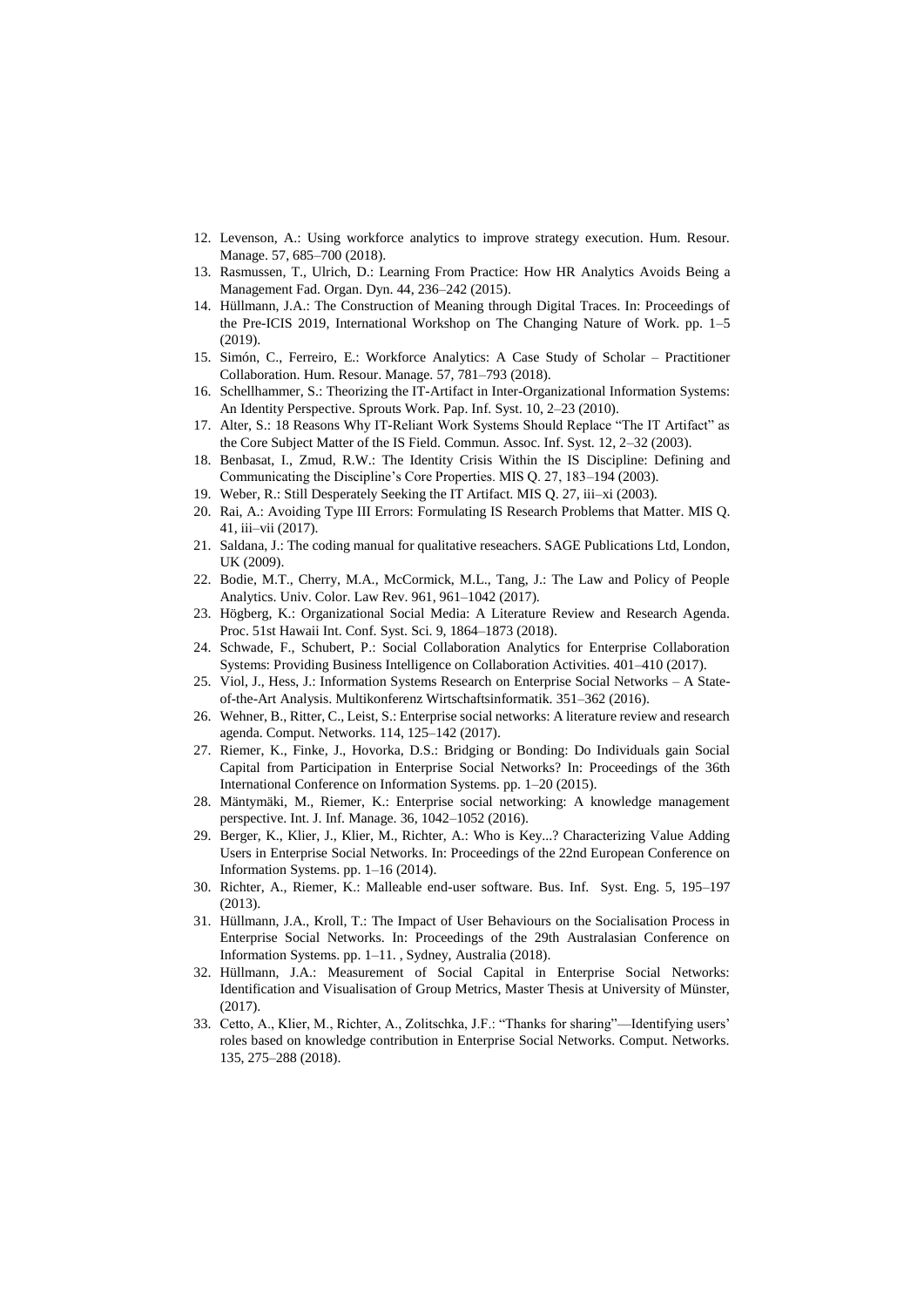12. Levenson, A.: Using workforce analytics to improve strategy execution. Hum. Resour. Manage. 57, 685–700 (2018).
13. Rasmussen, T., Ulrich, D.: Learning From Practice: How HR Analytics Avoids Being a Management Fad. Organ. Dyn. 44, 236–242 (2015).
14. Hüllmann, J.A.: The Construction of Meaning through Digital Traces. In: Proceedings of the Pre-ICIS 2019, International Workshop on The Changing Nature of Work. pp. 1–5 (2019).
15. Simón, C., Ferreiro, E.: Workforce Analytics: A Case Study of Scholar – Practitioner Collaboration. Hum. Resour. Manage. 57, 781–793 (2018).
16. Schellhammer, S.: Theorizing the IT-Artifact in Inter-Organizational Information Systems: An Identity Perspective. Sprouts Work. Pap. Inf. Syst. 10, 2–23 (2010).
17. Alter, S.: 18 Reasons Why IT-Reliant Work Systems Should Replace "The IT Artifact" as the Core Subject Matter of the IS Field. Commun. Assoc. Inf. Syst. 12, 2–32 (2003).
18. Benbasat, I., Zmud, R.W.: The Identity Crisis Within the IS Discipline: Defining and Communicating the Discipline's Core Properties. MIS Q. 27, 183–194 (2003).
19. Weber, R.: Still Desperately Seeking the IT Artifact. MIS Q. 27, iii–xi (2003).
20. Rai, A.: Avoiding Type III Errors: Formulating IS Research Problems that Matter. MIS Q. 41, iii–vii (2017).
21. Saldana, J.: The coding manual for qualitative reseachers. SAGE Publications Ltd, London, UK (2009).
22. Bodie, M.T., Cherry, M.A., McCormick, M.L., Tang, J.: The Law and Policy of People Analytics. Univ. Color. Law Rev. 961, 961–1042 (2017).
23. Högberg, K.: Organizational Social Media: A Literature Review and Research Agenda. Proc. 51st Hawaii Int. Conf. Syst. Sci. 9, 1864–1873 (2018).
24. Schwade, F., Schubert, P.: Social Collaboration Analytics for Enterprise Collaboration Systems: Providing Business Intelligence on Collaboration Activities. 401–410 (2017).
25. Viol, J., Hess, J.: Information Systems Research on Enterprise Social Networks – A State-of-the-Art Analysis. Multikonferenz Wirtschaftsinformatik. 351–362 (2016).
26. Wehner, B., Ritter, C., Leist, S.: Enterprise social networks: A literature review and research agenda. Comput. Networks. 114, 125–142 (2017).
27. Riemer, K., Finke, J., Hovorka, D.S.: Bridging or Bonding: Do Individuals gain Social Capital from Participation in Enterprise Social Networks? In: Proceedings of the 36th International Conference on Information Systems. pp. 1–20 (2015).
28. Mäntymäki, M., Riemer, K.: Enterprise social networking: A knowledge management perspective. Int. J. Inf. Manage. 36, 1042–1052 (2016).
29. Berger, K., Klier, J., Klier, M., Richter, A.: Who is Key...? Characterizing Value Adding Users in Enterprise Social Networks. In: Proceedings of the 22nd European Conference on Information Systems. pp. 1–16 (2014).
30. Richter, A., Riemer, K.: Malleable end-user software. Bus. Inf. Syst. Eng. 5, 195–197 (2013).
31. Hüllmann, J.A., Kroll, T.: The Impact of User Behaviours on the Socialisation Process in Enterprise Social Networks. In: Proceedings of the 29th Australasian Conference on Information Systems. pp. 1–11. , Sydney, Australia (2018).
32. Hüllmann, J.A.: Measurement of Social Capital in Enterprise Social Networks: Identification and Visualisation of Group Metrics, Master Thesis at University of Münster, (2017).
33. Cetto, A., Klier, M., Richter, A., Zolitschka, J.F.: "Thanks for sharing"—Identifying users' roles based on knowledge contribution in Enterprise Social Networks. Comput. Networks. 135, 275–288 (2018).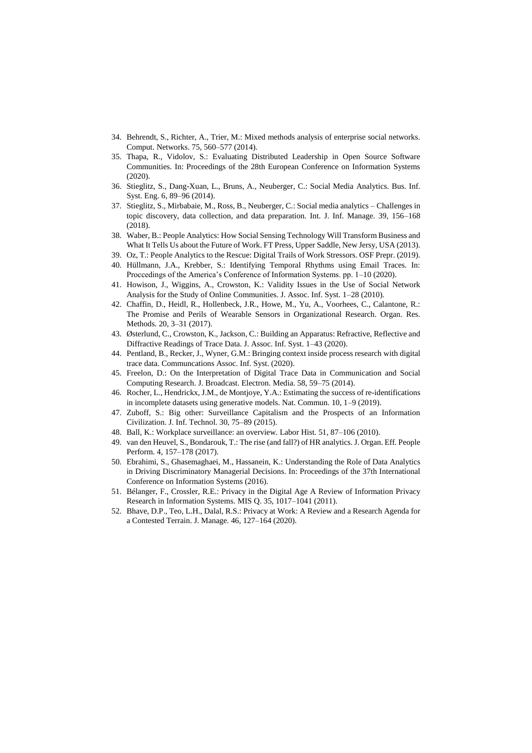34. Behrendt, S., Richter, A., Trier, M.: Mixed methods analysis of enterprise social networks. Comput. Networks. 75, 560–577 (2014).
35. Thapa, R., Vidolov, S.: Evaluating Distributed Leadership in Open Source Software Communities. In: Proceedings of the 28th European Conference on Information Systems (2020).
36. Stieglitz, S., Dang-Xuan, L., Bruns, A., Neuberger, C.: Social Media Analytics. Bus. Inf. Syst. Eng. 6, 89–96 (2014).
37. Stieglitz, S., Mirbabaie, M., Ross, B., Neuberger, C.: Social media analytics – Challenges in topic discovery, data collection, and data preparation. Int. J. Inf. Manage. 39, 156–168 (2018).
38. Waber, B.: People Analytics: How Social Sensing Technology Will Transform Business and What It Tells Us about the Future of Work. FT Press, Upper Saddle, New Jersy, USA (2013).
39. Oz, T.: People Analytics to the Rescue: Digital Trails of Work Stressors. OSF Prepr. (2019).
40. Hüllmann, J.A., Krebber, S.: Identifying Temporal Rhythms using Email Traces. In: Proccedings of the America's Conference of Information Systems. pp. 1–10 (2020).
41. Howison, J., Wiggins, A., Crowston, K.: Validity Issues in the Use of Social Network Analysis for the Study of Online Communities. J. Assoc. Inf. Syst. 1–28 (2010).
42. Chaffin, D., Heidl, R., Hollenbeck, J.R., Howe, M., Yu, A., Voorhees, C., Calantone, R.: The Promise and Perils of Wearable Sensors in Organizational Research. Organ. Res. Methods. 20, 3–31 (2017).
43. Østerlund, C., Crowston, K., Jackson, C.: Building an Apparatus: Refractive, Reflective and Diffractive Readings of Trace Data. J. Assoc. Inf. Syst. 1–43 (2020).
44. Pentland, B., Recker, J., Wyner, G.M.: Bringing context inside process research with digital trace data. Communcations Assoc. Inf. Syst. (2020).
45. Freelon, D.: On the Interpretation of Digital Trace Data in Communication and Social Computing Research. J. Broadcast. Electron. Media. 58, 59–75 (2014).
46. Rocher, L., Hendrickx, J.M., de Montjoye, Y.A.: Estimating the success of re-identifications in incomplete datasets using generative models. Nat. Commun. 10, 1–9 (2019).
47. Zuboff, S.: Big other: Surveillance Capitalism and the Prospects of an Information Civilization. J. Inf. Technol. 30, 75–89 (2015).
48. Ball, K.: Workplace surveillance: an overview. Labor Hist. 51, 87–106 (2010).
49. van den Heuvel, S., Bondarouk, T.: The rise (and fall?) of HR analytics. J. Organ. Eff. People Perform. 4, 157–178 (2017).
50. Ebrahimi, S., Ghasemaghaei, M., Hassanein, K.: Understanding the Role of Data Analytics in Driving Discriminatory Managerial Decisions. In: Proceedings of the 37th International Conference on Information Systems (2016).
51. Bélanger, F., Crossler, R.E.: Privacy in the Digital Age A Review of Information Privacy Research in Information Systems. MIS Q. 35, 1017–1041 (2011).
52. Bhave, D.P., Teo, L.H., Dalal, R.S.: Privacy at Work: A Review and a Research Agenda for a Contested Terrain. J. Manage. 46, 127–164 (2020).